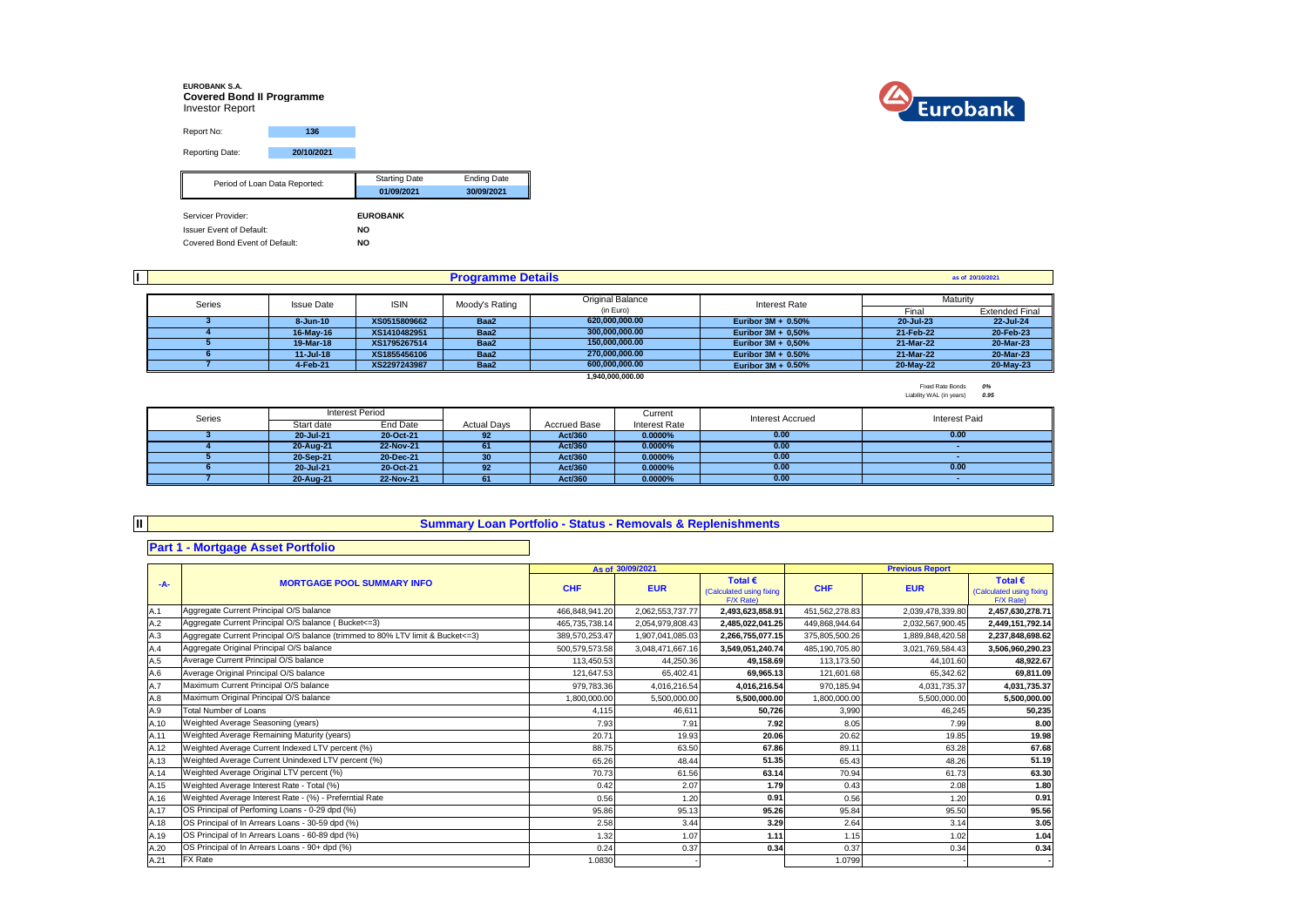**EUROBANK S.A.**
**Covered Bond II Programme**
Investor Report

Report No: **136**

Reporting Date: **20/10/2021**

| Period of Loan Data Reported: | Starting Date | Ending Date |
|---|---|---|
| | 01/09/2021 | 30/09/2021 |

Servicer Provider: **EUROBANK**
Issuer Event of Default: **NO**
Covered Bond Event of Default: **NO**

## I Programme Details

as of 20/10/2021

| Series | Issue Date | ISIN | Moody's Rating | Original Balance (in Euro) | Interest Rate | Maturity | |
|---|---|---|---|---|---|---|---|
| | | | | | | Final | Extended Final |
| 3 | 8-Jun-10 | XS0515809662 | Baa2 | 620,000,000.00 | Euribor 3M + 0.50% | 20-Jul-23 | 22-Jul-24 |
| 4 | 16-May-16 | XS1410482951 | Baa2 | 300,000,000.00 | Euribor 3M + 0,50% | 21-Feb-22 | 20-Feb-23 |
| 5 | 19-Mar-18 | XS1795267514 | Baa2 | 150,000,000.00 | Euribor 3M + 0,50% | 21-Mar-22 | 20-Mar-23 |
| 6 | 11-Jul-18 | XS1855456106 | Baa2 | 270,000,000.00 | Euribor 3M + 0.50% | 21-Mar-22 | 20-Mar-23 |
| 7 | 4-Feb-21 | XS2297243987 | Baa2 | 600,000,000.00 | Euribor 3M + 0.50% | 20-May-22 | 20-May-23 |
| | | | | 1,940,000,000.00 | | | |

Fixed Rate Bonds *0%*
Liability WAL (in years) *0.95*

| Series | Interest Period | | Actual Days | Accrued Base | Current Interest Rate | Interest Accrued | Interest Paid |
|---|---|---|---|---|---|---|---|
| | Start date | End Date | | | | | |
| 3 | 20-Jul-21 | 20-Oct-21 | 92 | Act/360 | 0.0000% | 0.00 | 0.00 |
| 4 | 20-Aug-21 | 22-Nov-21 | 61 | Act/360 | 0.0000% | 0.00 | - |
| 5 | 20-Sep-21 | 20-Dec-21 | 30 | Act/360 | 0.0000% | 0.00 | - |
| 6 | 20-Jul-21 | 20-Oct-21 | 92 | Act/360 | 0.0000% | 0.00 | 0.00 |
| 7 | 20-Aug-21 | 22-Nov-21 | 61 | Act/360 | 0.0000% | 0.00 | - |

## II Summary Loan Portfolio - Status - Removals & Replenishments

### Part 1 - Mortgage Asset Portfolio

| -A- | MORTGAGE POOL SUMMARY INFO | As of 30/09/2021 | | | Previous Report | | |
|---|---|---|---|---|---|---|---|
| | | CHF | EUR | Total € (Calculated using fixing F/X Rate) | CHF | EUR | Total € (Calculated using fixing F/X Rate) |
| A.1 | Aggregate Current Principal O/S balance | 466,848,941.20 | 2,062,553,737.77 | 2,493,623,858.91 | 451,562,278.83 | 2,039,478,339.80 | 2,457,630,278.71 |
| A.2 | Aggregate Current Principal O/S balance ( Bucket<=3) | 465,735,738.14 | 2,054,979,808.43 | 2,485,022,041.25 | 449,868,944.64 | 2,032,567,900.45 | 2,449,151,792.14 |
| A.3 | Aggregate Current Principal O/S balance (trimmed to 80% LTV limit & Bucket<=3) | 389,570,253.47 | 1,907,041,085.03 | 2,266,755,077.15 | 375,805,500.26 | 1,889,848,420.58 | 2,237,848,698.62 |
| A.4 | Aggregate Original Principal O/S balance | 500,579,573.58 | 3,048,471,667.16 | 3,549,051,240.74 | 485,190,705.80 | 3,021,769,584.43 | 3,506,960,290.23 |
| A.5 | Average Current Principal O/S balance | 113,450.53 | 44,250.36 | 49,158.69 | 113,173.50 | 44,101.60 | 48,922.67 |
| A.6 | Average Original Principal O/S balance | 121,647.53 | 65,402.41 | 69,965.13 | 121,601.68 | 65,342.62 | 69,811.09 |
| A.7 | Maximum Current Principal O/S balance | 979,783.36 | 4,016,216.54 | 4,016,216.54 | 970,185.94 | 4,031,735.37 | 4,031,735.37 |
| A.8 | Maximum Original Principal O/S balance | 1,800,000.00 | 5,500,000.00 | 5,500,000.00 | 1,800,000.00 | 5,500,000.00 | 5,500,000.00 |
| A.9 | Total Number of Loans | 4,115 | 46,611 | 50,726 | 3,990 | 46,245 | 50,235 |
| A.10 | Weighted Average Seasoning (years) | 7.93 | 7.91 | 7.92 | 8.05 | 7.99 | 8.00 |
| A.11 | Weighted Average Remaining Maturity (years) | 20.71 | 19.93 | 20.06 | 20.62 | 19.85 | 19.98 |
| A.12 | Weighted Average Current Indexed LTV percent (%) | 88.75 | 63.50 | 67.86 | 89.11 | 63.28 | 67.68 |
| A.13 | Weighted Average Current Unindexed LTV percent (%) | 65.26 | 48.44 | 51.35 | 65.43 | 48.26 | 51.19 |
| A.14 | Weighted Average Original LTV percent (%) | 70.73 | 61.56 | 63.14 | 70.94 | 61.73 | 63.30 |
| A.15 | Weighted Average Interest Rate - Total (%) | 0.42 | 2.07 | 1.79 | 0.43 | 2.08 | 1.80 |
| A.16 | Weighted Average Interest Rate - (%) - Preferntial Rate | 0.56 | 1.20 | 0.91 | 0.56 | 1.20 | 0.91 |
| A.17 | OS Principal of Perfoming Loans - 0-29 dpd (%) | 95.86 | 95.13 | 95.26 | 95.84 | 95.50 | 95.56 |
| A.18 | OS Principal of In Arrears Loans - 30-59 dpd (%) | 2.58 | 3.44 | 3.29 | 2.64 | 3.14 | 3.05 |
| A.19 | OS Principal of In Arrears Loans - 60-89 dpd (%) | 1.32 | 1.07 | 1.11 | 1.15 | 1.02 | 1.04 |
| A.20 | OS Principal of In Arrears Loans - 90+ dpd (%) | 0.24 | 0.37 | 0.34 | 0.37 | 0.34 | 0.34 |
| A.21 | FX Rate | 1.0830 | - | | 1.0799 | - | - |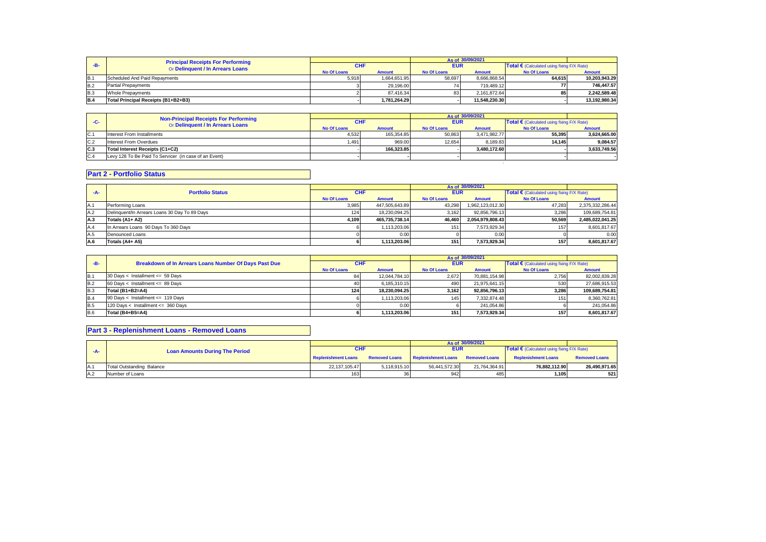| -B- | Principal Receipts For Performing Or Delinquent / In Arrears Loans | As of 30/09/2021 | | | | | |
|---|---|---|---|---|---|---|---|
| | | CHF | | EUR | | Total € (Calculated using fixing F/X Rate) | |
| | | No Of Loans | Amount | No Of Loans | Amount | No Of Loans | Amount |
| B.1 | Scheduled And Paid Repayments | 5,918 | 1,664,651.95 | 58,697 | 8,666,868.54 | 64,615 | 10,203,943.29 |
| B.2 | Partial Prepayments | 3 | 29,196.00 | 74 | 719,489.12 | 77 | 746,447.57 |
| B.3 | Whole Prepayments | 2 | 87,416.34 | 83 | 2,161,872.64 | 85 | 2,242,589.48 |
| B.4 | Total Principal Receipts (B1+B2+B3) | - | 1,781,264.29 | - | 11,548,230.30 | - | 13,192,980.34 |

| -C- | Non-Principal Receipts For Performing Or Delinquent / In Arrears Loans | As of 30/09/2021 | | | | | |
|---|---|---|---|---|---|---|---|
| | | CHF | | EUR | | Total € (Calculated using fixing F/X Rate) | |
| | | No Of Loans | Amount | No Of Loans | Amount | No Of Loans | Amount |
| C.1 | Interest From Installments | 4,532 | 165,354.85 | 50,863 | 3,471,982.77 | 55,395 | 3,624,665.00 |
| C.2 | Interest From Overdues | 1,491 | 969.00 | 12,654 | 8,189.83 | 14,145 | 9,084.57 |
| C.3 | Total Interest Receipts (C1+C2) | - | 166,323.85 | - | 3,480,172.60 | - | 3,633,749.56 |
| C.4 | Levy 128 To Be Paid To Servicer (in case of an Event) | - | - | | | - | - |

## Part 2 - Portfolio Status

| -A- | Portfolio Status | As of 30/09/2021 | | | | | |
|---|---|---|---|---|---|---|---|
| | | CHF | | EUR | | Total € (Calculated using fixing F/X Rate) | |
| | | No Of Loans | Amount | No Of Loans | Amount | No Of Loans | Amount |
| A.1 | Performing Loans | 3,985 | 447,505,643.89 | 43,298 | 1,962,123,012.30 | 47,283 | 2,375,332,286.44 |
| A.2 | Delinquent/In Arrears Loans 30 Day To 89 Days | 124 | 18,230,094.25 | 3,162 | 92,856,796.13 | 3,286 | 109,689,754.81 |
| A.3 | Totals (A1+ A2) | 4,109 | 465,735,738.14 | 46,460 | 2,054,979,808.43 | 50,569 | 2,485,022,041.25 |
| A.4 | In Arrears Loans 90 Days To 360 Days | 6 | 1,113,203.06 | 151 | 7,573,929.34 | 157 | 8,601,817.67 |
| A.5 | Denounced Loans | 0 | 0.00 | 0 | 0.00 | 0 | 0.00 |
| A.6 | Totals (A4+ A5) | 6 | 1,113,203.06 | 151 | 7,573,929.34 | 157 | 8,601,817.67 |

| -B- | Breakdown of In Arrears Loans Number Of Days Past Due | As of 30/09/2021 | | | | | |
|---|---|---|---|---|---|---|---|
| | | CHF | | EUR | | Total € (Calculated using fixing F/X Rate) | |
| | | No Of Loans | Amount | No Of Loans | Amount | No Of Loans | Amount |
| B.1 | 30 Days < Installment <= 59 Days | 84 | 12,044,784.10 | 2,672 | 70,881,154.98 | 2,756 | 82,002,839.28 |
| B.2 | 60 Days < Installment <= 89 Days | 40 | 6,185,310.15 | 490 | 21,975,641.15 | 530 | 27,686,915.53 |
| B.3 | Total (B1+B2=A4) | 124 | 18,230,094.25 | 3,162 | 92,856,796.13 | 3,286 | 109,689,754.81 |
| B.4 | 90 Days < Installment <= 119 Days | 6 | 1,113,203.06 | 145 | 7,332,874.48 | 151 | 8,360,762.81 |
| B.5 | 120 Days < Installment <= 360 Days | 0 | 0.00 | 6 | 241,054.86 | 6 | 241,054.86 |
| B.6 | Total (B4+B5=A4) | 6 | 1,113,203.06 | 151 | 7,573,929.34 | 157 | 8,601,817.67 |

## Part 3 - Replenishment Loans - Removed Loans

| -A- | Loan Amounts During The Period | As of 30/09/2021 | | | | | |
|---|---|---|---|---|---|---|---|
| | | CHF | | EUR | | Total € (Calculated using fixing F/X Rate) | |
| | | Replenishment Loans | Removed Loans | Replenishment Loans | Removed Loans | Replenishment Loans | Removed Loans |
| A.1 | Total Outstanding Balance | 22,137,105.47 | 5,118,915.10 | 56,441,572.30 | 21,764,364.91 | 76,882,112.90 | 26,490,971.65 |
| A.2 | Number of Loans | 163 | 36 | 942 | 485 | 1,105 | 521 |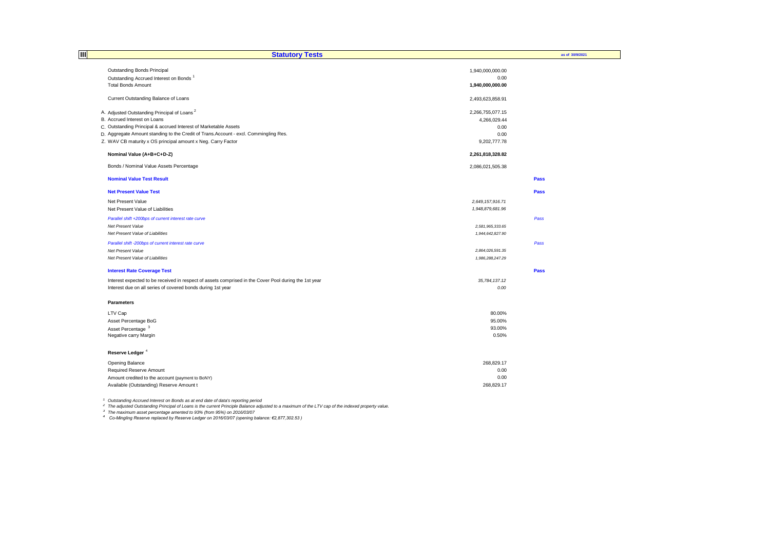## III Statutory Tests

as of 30/9/2021

| | | |
|---|---|---|
| Outstanding Bonds Principal | 1,940,000,000.00 | |
| Outstanding Accrued Interest on Bonds [1] | 0.00 | |
| Total Bonds Amount | **1,940,000,000.00** | |
| | | |
| Current Outstanding Balance of Loans | 2,493,623,858.91 | |
| | | |
| A. Adjusted Outstanding Principal of Loans [2] | 2,266,755,077.15 | |
| B. Accrued Interest on Loans | 4,266,029.44 | |
| C. Outstanding Principal & accrued Interest of Marketable Assets | 0.00 | |
| D. Aggregate Amount standing to the Credit of Trans.Account - excl. Commingling Res. | 0.00 | |
| Z. WAV CB maturity x OS principal amount x Neg. Carry Factor | 9,202,777.78 | |
| | | |
| **Nominal Value (A+B+C+D-Z)** | **2,261,818,328.82** | |
| | | |
| Bonds / Nominal Value Assets Percentage | 2,086,021,505.38 | |
| | | |
| **Nominal Value Test Result** | | **Pass** |
| | | |
| **Net Present Value Test** | | **Pass** |
| Net Present Value | *2,649,157,916.71* | |
| Net Present Value of Liabilities | *1,948,879,681.96* | |
| *Parallel shift +200bps of current interest rate curve* | | *Pass* |
| *Net Present Value* | *2,581,965,333.65* | |
| *Net Present Value of Liabilities* | *1,944,642,827.90* | |
| *Parallel shift -200bps of current interest rate curve* | | *Pass* |
| *Net Present Value* | *2,864,026,591.35* | |
| *Net Present Value of Liabilities* | *1,986,288,247.29* | |
| | | |
| **Interest Rate Coverage Test** | | **Pass** |
| Interest expected to be received in respect of assets comprised in the Cover Pool during the 1st year | *35,784,137.12* | |
| Interest due on all series of covered bonds during 1st year | *0.00* | |
| | | |
| **Parameters** | | |
| LTV Cap | 80.00% | |
| Asset Percentage BoG | 95.00% | |
| Asset Percentage [3] | 93.00% | |
| Negative carry Margin | 0.50% | |
| | | |
| **Reserve Ledger** [4] | | |
| Opening Balance | 268,829.17 | |
| Required Reserve Amount | 0.00 | |
| Amount credited to the account (payment to BoNY) | 0.00 | |
| Available (Outstanding) Reserve Amount t | 268,829.17 | |

*[1] Outstanding Accrued Interest on Bonds as at end date of data's reporting period*

*[2] The adjusted Outstanding Principal of Loans is the current Principle Balance adjusted to a maximum of the LTV cap of the indexed property value.*

*[3] The maximum asset percentage amented to 93% (from 95%) on 2016/03/07*

*[4] Co-Mingling Reserve replaced by Reserve Ledger on 2016/03/07 (opening balance: €2,877,302.53 )*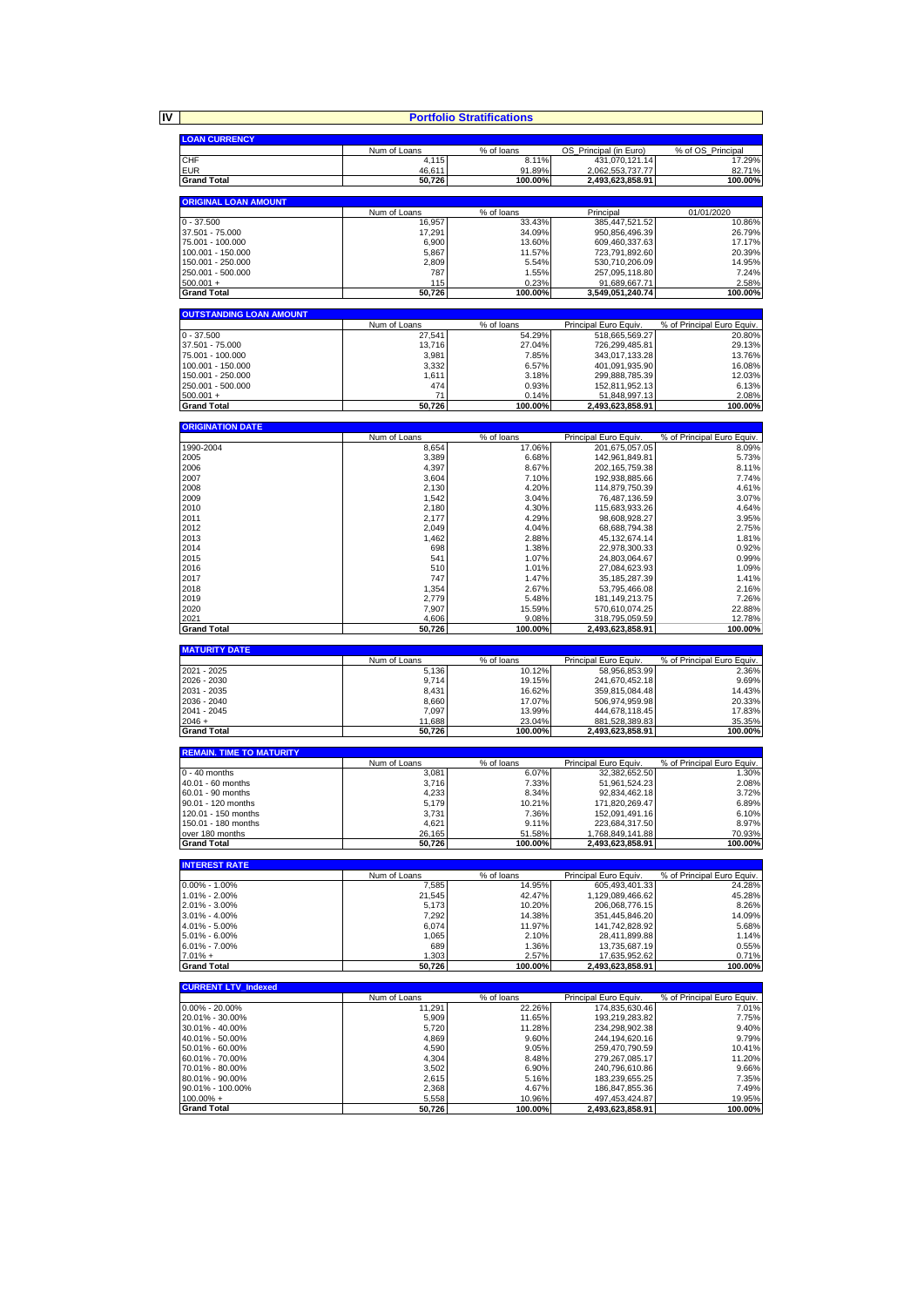## IV Portfolio Stratifications

| LOAN CURRENCY | Num of Loans | % of loans | OS_Principal (in Euro) | % of OS_Principal |
|---|---|---|---|---|
| CHF | 4,115 | 8.11% | 431,070,121.14 | 17.29% |
| EUR | 46,611 | 91.89% | 2,062,553,737.77 | 82.71% |
| **Grand Total** | **50,726** | **100.00%** | **2,493,623,858.91** | **100.00%** |

| ORIGINAL LOAN AMOUNT | Num of Loans | % of loans | Principal | 01/01/2020 |
|---|---|---|---|---|
| 0 - 37.500 | 16,957 | 33.43% | 385,447,521.52 | 10.86% |
| 37.501 - 75.000 | 17,291 | 34.09% | 950,856,496.39 | 26.79% |
| 75.001 - 100.000 | 6,900 | 13.60% | 609,460,337.63 | 17.17% |
| 100.001 - 150.000 | 5,867 | 11.57% | 723,791,892.60 | 20.39% |
| 150.001 - 250.000 | 2,809 | 5.54% | 530,710,206.09 | 14.95% |
| 250.001 - 500.000 | 787 | 1.55% | 257,095,118.80 | 7.24% |
| 500.001 + | 115 | 0.23% | 91,689,667.71 | 2.58% |
| **Grand Total** | **50,726** | **100.00%** | **3,549,051,240.74** | **100.00%** |

| OUTSTANDING LOAN AMOUNT | Num of Loans | % of loans | Principal Euro Equiv. | % of Principal Euro Equiv. |
|---|---|---|---|---|
| 0 - 37.500 | 27,541 | 54.29% | 518,665,569.27 | 20.80% |
| 37.501 - 75.000 | 13,716 | 27.04% | 726,299,485.81 | 29.13% |
| 75.001 - 100.000 | 3,981 | 7.85% | 343,017,133.28 | 13.76% |
| 100.001 - 150.000 | 3,332 | 6.57% | 401,091,935.90 | 16.08% |
| 150.001 - 250.000 | 1,611 | 3.18% | 299,888,785.39 | 12.03% |
| 250.001 - 500.000 | 474 | 0.93% | 152,811,952.13 | 6.13% |
| 500.001 + | 71 | 0.14% | 51,848,997.13 | 2.08% |
| **Grand Total** | **50,726** | **100.00%** | **2,493,623,858.91** | **100.00%** |

| ORIGINATION DATE | Num of Loans | % of loans | Principal Euro Equiv. | % of Principal Euro Equiv. |
|---|---|---|---|---|
| 1990-2004 | 8,654 | 17.06% | 201,675,057.05 | 8.09% |
| 2005 | 3,389 | 6.68% | 142,961,849.81 | 5.73% |
| 2006 | 4,397 | 8.67% | 202,165,759.38 | 8.11% |
| 2007 | 3,604 | 7.10% | 192,938,885.66 | 7.74% |
| 2008 | 2,130 | 4.20% | 114,879,750.39 | 4.61% |
| 2009 | 1,542 | 3.04% | 76,487,136.59 | 3.07% |
| 2010 | 2,180 | 4.30% | 115,683,933.26 | 4.64% |
| 2011 | 2,177 | 4.29% | 98,608,928.27 | 3.95% |
| 2012 | 2,049 | 4.04% | 68,688,794.38 | 2.75% |
| 2013 | 1,462 | 2.88% | 45,132,674.14 | 1.81% |
| 2014 | 698 | 1.38% | 22,978,300.33 | 0.92% |
| 2015 | 541 | 1.07% | 24,803,064.67 | 0.99% |
| 2016 | 510 | 1.01% | 27,084,623.93 | 1.09% |
| 2017 | 747 | 1.47% | 35,185,287.39 | 1.41% |
| 2018 | 1,354 | 2.67% | 53,795,466.08 | 2.16% |
| 2019 | 2,779 | 5.48% | 181,149,213.75 | 7.26% |
| 2020 | 7,907 | 15.59% | 570,610,074.25 | 22.88% |
| 2021 | 4,606 | 9.08% | 318,795,059.59 | 12.78% |
| **Grand Total** | **50,726** | **100.00%** | **2,493,623,858.91** | **100.00%** |

| MATURITY DATE | Num of Loans | % of loans | Principal Euro Equiv. | % of Principal Euro Equiv. |
|---|---|---|---|---|
| 2021 - 2025 | 5,136 | 10.12% | 58,956,853.99 | 2.36% |
| 2026 - 2030 | 9,714 | 19.15% | 241,670,452.18 | 9.69% |
| 2031 - 2035 | 8,431 | 16.62% | 359,815,084.48 | 14.43% |
| 2036 - 2040 | 8,660 | 17.07% | 506,974,959.98 | 20.33% |
| 2041 - 2045 | 7,097 | 13.99% | 444,678,118.45 | 17.83% |
| 2046 + | 11,688 | 23.04% | 881,528,389.83 | 35.35% |
| **Grand Total** | **50,726** | **100.00%** | **2,493,623,858.91** | **100.00%** |

| REMAIN. TIME TO MATURITY | Num of Loans | % of loans | Principal Euro Equiv. | % of Principal Euro Equiv. |
|---|---|---|---|---|
| 0 - 40 months | 3,081 | 6.07% | 32,382,652.50 | 1.30% |
| 40.01 - 60 months | 3,716 | 7.33% | 51,961,524.23 | 2.08% |
| 60.01 - 90 months | 4,233 | 8.34% | 92,834,462.18 | 3.72% |
| 90.01 - 120 months | 5,179 | 10.21% | 171,820,269.47 | 6.89% |
| 120.01 - 150 months | 3,731 | 7.36% | 152,091,491.16 | 6.10% |
| 150.01 - 180 months | 4,621 | 9.11% | 223,684,317.50 | 8.97% |
| over 180 months | 26,165 | 51.58% | 1,768,849,141.88 | 70.93% |
| **Grand Total** | **50,726** | **100.00%** | **2,493,623,858.91** | **100.00%** |

| INTEREST RATE | Num of Loans | % of loans | Principal Euro Equiv. | % of Principal Euro Equiv. |
|---|---|---|---|---|
| 0.00% - 1.00% | 7,585 | 14.95% | 605,493,401.33 | 24.28% |
| 1.01% - 2.00% | 21,545 | 42.47% | 1,129,089,466.62 | 45.28% |
| 2.01% - 3.00% | 5,173 | 10.20% | 206,068,776.15 | 8.26% |
| 3.01% - 4.00% | 7,292 | 14.38% | 351,445,846.20 | 14.09% |
| 4.01% - 5.00% | 6,074 | 11.97% | 141,742,828.92 | 5.68% |
| 5.01% - 6.00% | 1,065 | 2.10% | 28,411,899.88 | 1.14% |
| 6.01% - 7.00% | 689 | 1.36% | 13,735,687.19 | 0.55% |
| 7.01% + | 1,303 | 2.57% | 17,635,952.62 | 0.71% |
| **Grand Total** | **50,726** | **100.00%** | **2,493,623,858.91** | **100.00%** |

| CURRENT LTV_Indexed | Num of Loans | % of loans | Principal Euro Equiv. | % of Principal Euro Equiv. |
|---|---|---|---|---|
| 0.00% - 20.00% | 11,291 | 22.26% | 174,835,630.46 | 7.01% |
| 20.01% - 30.00% | 5,909 | 11.65% | 193,219,283.82 | 7.75% |
| 30.01% - 40.00% | 5,720 | 11.28% | 234,298,902.38 | 9.40% |
| 40.01% - 50.00% | 4,869 | 9.60% | 244,194,620.16 | 9.79% |
| 50.01% - 60.00% | 4,590 | 9.05% | 259,470,790.59 | 10.41% |
| 60.01% - 70.00% | 4,304 | 8.48% | 279,267,085.17 | 11.20% |
| 70.01% - 80.00% | 3,502 | 6.90% | 240,796,610.86 | 9.66% |
| 80.01% - 90.00% | 2,615 | 5.16% | 183,239,655.25 | 7.35% |
| 90.01% - 100.00% | 2,368 | 4.67% | 186,847,855.36 | 7.49% |
| 100.00% + | 5,558 | 10.96% | 497,453,424.87 | 19.95% |
| **Grand Total** | **50,726** | **100.00%** | **2,493,623,858.91** | **100.00%** |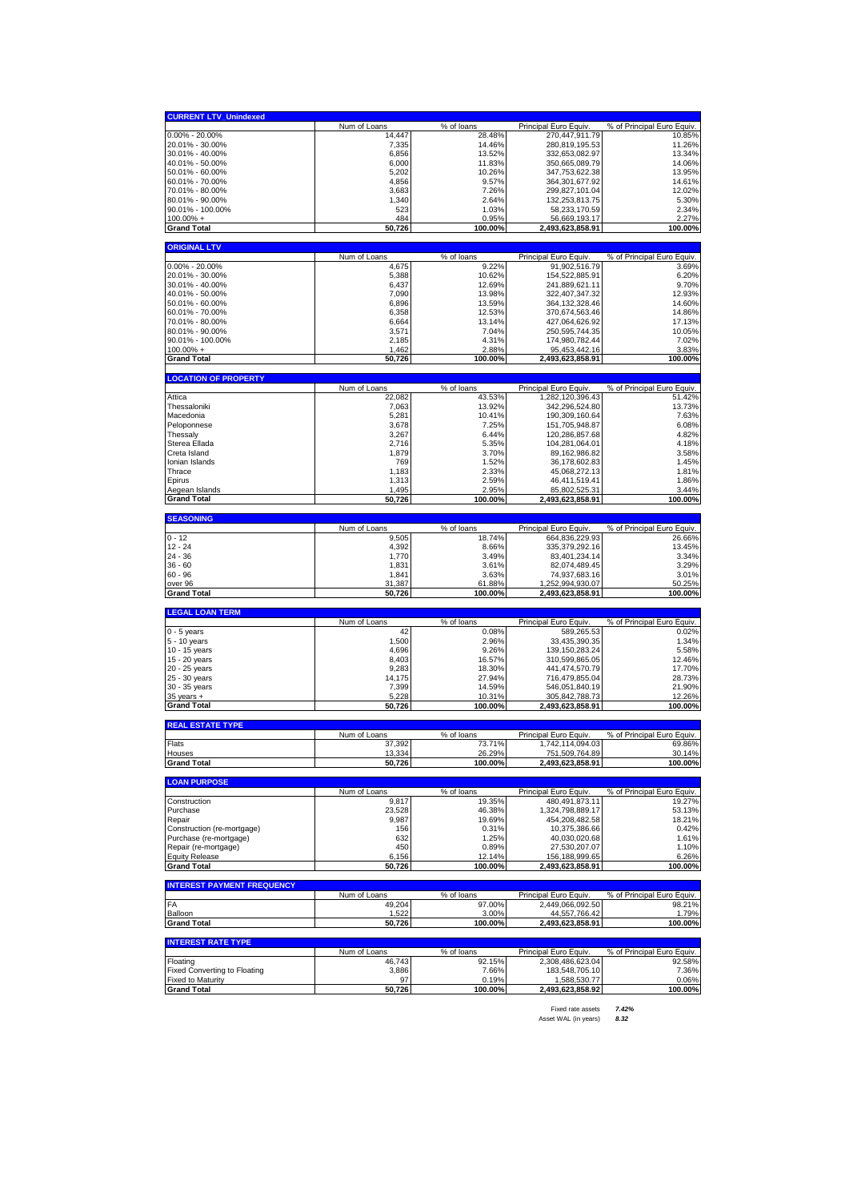| CURRENT LTV_Unindexed | Num of Loans | % of loans | Principal Euro Equiv. | % of Principal Euro Equiv. |
|---|---|---|---|---|
| 0.00% - 20.00% | 14,447 | 28.48% | 270,447,911.79 | 10.85% |
| 20.01% - 30.00% | 7,335 | 14.46% | 280,819,195.53 | 11.26% |
| 30.01% - 40.00% | 6,856 | 13.52% | 332,653,082.97 | 13.34% |
| 40.01% - 50.00% | 6,000 | 11.83% | 350,665,089.79 | 14.06% |
| 50.01% - 60.00% | 5,202 | 10.26% | 347,753,622.38 | 13.95% |
| 60.01% - 70.00% | 4,856 | 9.57% | 364,301,677.92 | 14.61% |
| 70.01% - 80.00% | 3,683 | 7.26% | 299,827,101.04 | 12.02% |
| 80.01% - 90.00% | 1,340 | 2.64% | 132,253,813.75 | 5.30% |
| 90.01% - 100.00% | 523 | 1.03% | 58,233,170.59 | 2.34% |
| 100.00% + | 484 | 0.95% | 56,669,193.17 | 2.27% |
| **Grand Total** | **50,726** | **100.00%** | **2,493,623,858.91** | **100.00%** |

| ORIGINAL LTV | Num of Loans | % of loans | Principal Euro Equiv. | % of Principal Euro Equiv. |
|---|---|---|---|---|
| 0.00% - 20.00% | 4,675 | 9.22% | 91,902,516.79 | 3.69% |
| 20.01% - 30.00% | 5,388 | 10.62% | 154,522,885.91 | 6.20% |
| 30.01% - 40.00% | 6,437 | 12.69% | 241,889,621.11 | 9.70% |
| 40.01% - 50.00% | 7,090 | 13.98% | 322,407,347.32 | 12.93% |
| 50.01% - 60.00% | 6,896 | 13.59% | 364,132,328.46 | 14.60% |
| 60.01% - 70.00% | 6,358 | 12.53% | 370,674,563.46 | 14.86% |
| 70.01% - 80.00% | 6,664 | 13.14% | 427,064,626.92 | 17.13% |
| 80.01% - 90.00% | 3,571 | 7.04% | 250,595,744.35 | 10.05% |
| 90.01% - 100.00% | 2,185 | 4.31% | 174,980,782.44 | 7.02% |
| 100.00% + | 1,462 | 2.88% | 95,453,442.16 | 3.83% |
| **Grand Total** | **50,726** | **100.00%** | **2,493,623,858.91** | **100.00%** |

| LOCATION OF PROPERTY | Num of Loans | % of loans | Principal Euro Equiv. | % of Principal Euro Equiv. |
|---|---|---|---|---|
| Attica | 22,082 | 43.53% | 1,282,120,396.43 | 51.42% |
| Thessaloniki | 7,063 | 13.92% | 342,296,524.80 | 13.73% |
| Macedonia | 5,281 | 10.41% | 190,309,160.64 | 7.63% |
| Peloponnese | 3,678 | 7.25% | 151,705,948.87 | 6.08% |
| Thessaly | 3,267 | 6.44% | 120,286,857.68 | 4.82% |
| Sterea Ellada | 2,716 | 5.35% | 104,281,064.01 | 4.18% |
| Creta Island | 1,879 | 3.70% | 89,162,986.82 | 3.58% |
| Ionian Islands | 769 | 1.52% | 36,178,602.83 | 1.45% |
| Thrace | 1,183 | 2.33% | 45,068,272.13 | 1.81% |
| Epirus | 1,313 | 2.59% | 46,411,519.41 | 1.86% |
| Aegean Islands | 1,495 | 2.95% | 85,802,525.31 | 3.44% |
| **Grand Total** | **50,726** | **100.00%** | **2,493,623,858.91** | **100.00%** |

| SEASONING | Num of Loans | % of loans | Principal Euro Equiv. | % of Principal Euro Equiv. |
|---|---|---|---|---|
| 0 - 12 | 9,505 | 18.74% | 664,836,229.93 | 26.66% |
| 12 - 24 | 4,392 | 8.66% | 335,379,292.16 | 13.45% |
| 24 - 36 | 1,770 | 3.49% | 83,401,234.14 | 3.34% |
| 36 - 60 | 1,831 | 3.61% | 82,074,489.45 | 3.29% |
| 60 - 96 | 1,841 | 3.63% | 74,937,683.16 | 3.01% |
| over 96 | 31,387 | 61.88% | 1,252,994,930.07 | 50.25% |
| **Grand Total** | **50,726** | **100.00%** | **2,493,623,858.91** | **100.00%** |

| LEGAL LOAN TERM | Num of Loans | % of loans | Principal Euro Equiv. | % of Principal Euro Equiv. |
|---|---|---|---|---|
| 0 - 5 years | 42 | 0.08% | 589,265.53 | 0.02% |
| 5 - 10 years | 1,500 | 2.96% | 33,435,390.35 | 1.34% |
| 10 - 15 years | 4,696 | 9.26% | 139,150,283.24 | 5.58% |
| 15 - 20 years | 8,403 | 16.57% | 310,599,865.05 | 12.46% |
| 20 - 25 years | 9,283 | 18.30% | 441,474,570.79 | 17.70% |
| 25 - 30 years | 14,175 | 27.94% | 716,479,855.04 | 28.73% |
| 30 - 35 years | 7,399 | 14.59% | 546,051,840.19 | 21.90% |
| 35 years + | 5,228 | 10.31% | 305,842,788.73 | 12.26% |
| **Grand Total** | **50,726** | **100.00%** | **2,493,623,858.91** | **100.00%** |

| REAL ESTATE TYPE | Num of Loans | % of loans | Principal Euro Equiv. | % of Principal Euro Equiv. |
|---|---|---|---|---|
| Flats | 37,392 | 73.71% | 1,742,114,094.03 | 69.86% |
| Houses | 13,334 | 26.29% | 751,509,764.89 | 30.14% |
| **Grand Total** | **50,726** | **100.00%** | **2,493,623,858.91** | **100.00%** |

| LOAN PURPOSE | Num of Loans | % of loans | Principal Euro Equiv. | % of Principal Euro Equiv. |
|---|---|---|---|---|
| Construction | 9,817 | 19.35% | 480,491,873.11 | 19.27% |
| Purchase | 23,528 | 46.38% | 1,324,798,889.17 | 53.13% |
| Repair | 9,987 | 19.69% | 454,208,482.58 | 18.21% |
| Construction (re-mortgage) | 156 | 0.31% | 10,375,386.66 | 0.42% |
| Purchase (re-mortgage) | 632 | 1.25% | 40,030,020.68 | 1.61% |
| Repair (re-mortgage) | 450 | 0.89% | 27,530,207.07 | 1.10% |
| Equity Release | 6,156 | 12.14% | 156,188,999.65 | 6.26% |
| **Grand Total** | **50,726** | **100.00%** | **2,493,623,858.91** | **100.00%** |

| INTEREST PAYMENT FREQUENCY | Num of Loans | % of loans | Principal Euro Equiv. | % of Principal Euro Equiv. |
|---|---|---|---|---|
| FA | 49,204 | 97.00% | 2,449,066,092.50 | 98.21% |
| Balloon | 1,522 | 3.00% | 44,557,766.42 | 1.79% |
| **Grand Total** | **50,726** | **100.00%** | **2,493,623,858.91** | **100.00%** |

| INTEREST RATE TYPE | Num of Loans | % of loans | Principal Euro Equiv. | % of Principal Euro Equiv. |
|---|---|---|---|---|
| Floating | 46,743 | 92.15% | 2,308,486,623.04 | 92.58% |
| Fixed Converting to Floating | 3,886 | 7.66% | 183,548,705.10 | 7.36% |
| Fixed to Maturity | 97 | 0.19% | 1,588,530.77 | 0.06% |
| **Grand Total** | **50,726** | **100.00%** | **2,493,623,858.92** | **100.00%** |

Fixed rate assets *7.42%*

Asset WAL (in years) *8.32*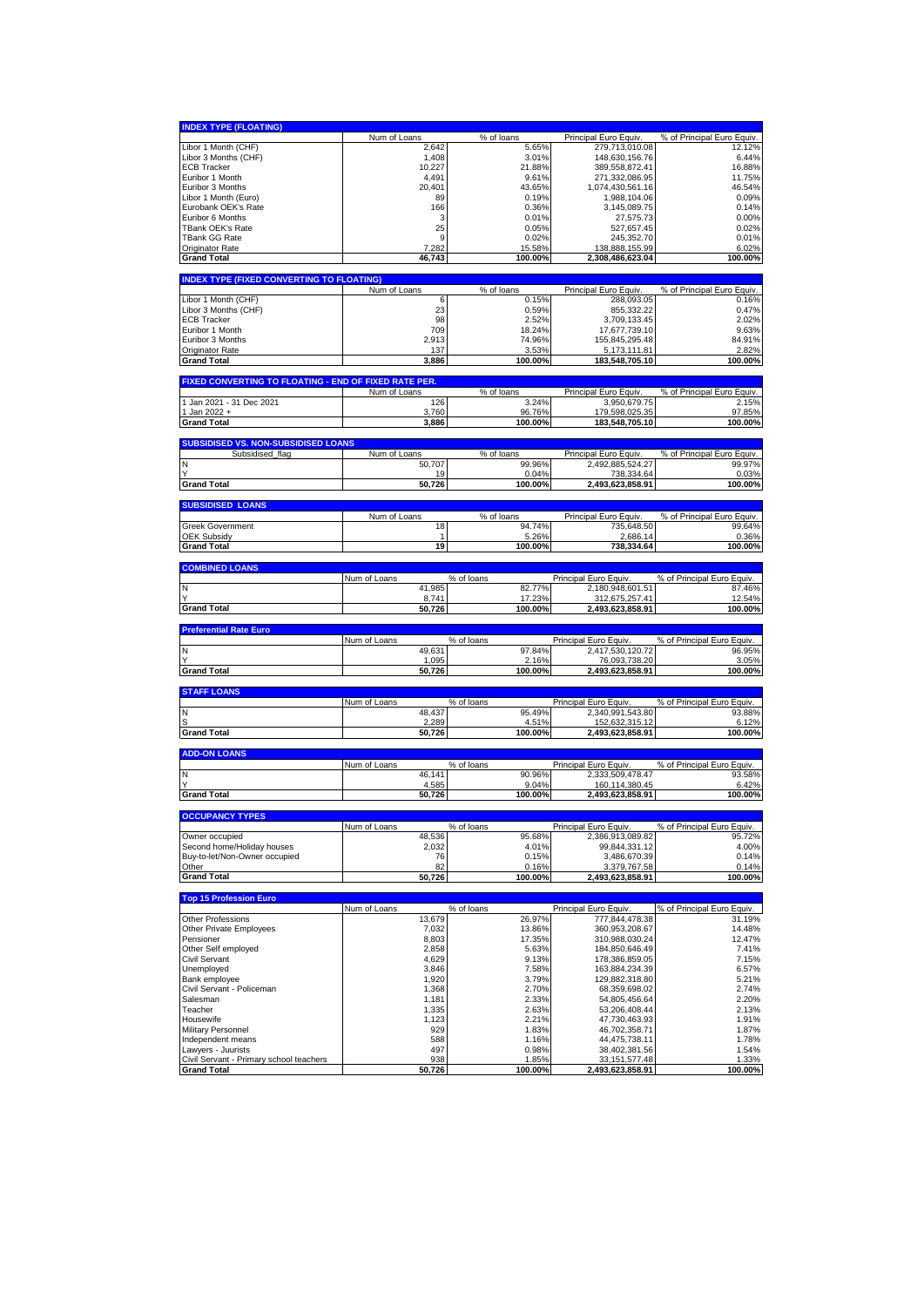| INDEX TYPE (FLOATING) | Num of Loans | % of loans | Principal Euro Equiv. | % of Principal Euro Equiv. |
|---|---|---|---|---|
| Libor 1 Month (CHF) | 2,642 | 5.65% | 279,713,010.08 | 12.12% |
| Libor 3 Months (CHF) | 1,408 | 3.01% | 148,630,156.76 | 6.44% |
| ECB Tracker | 10,227 | 21.88% | 389,558,872.41 | 16.88% |
| Euribor 1 Month | 4,491 | 9.61% | 271,332,086.95 | 11.75% |
| Euribor 3 Months | 20,401 | 43.65% | 1,074,430,561.16 | 46.54% |
| Libor 1 Month (Euro) | 89 | 0.19% | 1,988,104.06 | 0.09% |
| Eurobank OEK's Rate | 166 | 0.36% | 3,145,089.75 | 0.14% |
| Euribor 6 Months | 3 | 0.01% | 27,575.73 | 0.00% |
| TBank OEK's Rate | 25 | 0.05% | 527,657.45 | 0.02% |
| TBank GG Rate | 9 | 0.02% | 245,352.70 | 0.01% |
| Originator Rate | 7,282 | 15.58% | 138,888,155.99 | 6.02% |
| **Grand Total** | **46,743** | **100.00%** | **2,308,486,623.04** | **100.00%** |

| INDEX TYPE (FIXED CONVERTING TO FLOATING) | Num of Loans | % of loans | Principal Euro Equiv. | % of Principal Euro Equiv. |
|---|---|---|---|---|
| Libor 1 Month (CHF) | 6 | 0.15% | 288,093.05 | 0.16% |
| Libor 3 Months (CHF) | 23 | 0.59% | 855,332.22 | 0.47% |
| ECB Tracker | 98 | 2.52% | 3,709,133.45 | 2.02% |
| Euribor 1 Month | 709 | 18.24% | 17,677,739.10 | 9.63% |
| Euribor 3 Months | 2,913 | 74.96% | 155,845,295.48 | 84.91% |
| Originator Rate | 137 | 3.53% | 5,173,111.81 | 2.82% |
| **Grand Total** | **3,886** | **100.00%** | **183,548,705.10** | **100.00%** |

| FIXED CONVERTING TO FLOATING - END OF FIXED RATE PER. | Num of Loans | % of loans | Principal Euro Equiv. | % of Principal Euro Equiv. |
|---|---|---|---|---|
| 1 Jan 2021 - 31 Dec 2021 | 126 | 3.24% | 3,950,679.75 | 2.15% |
| 1 Jan 2022 + | 3,760 | 96.76% | 179,598,025.35 | 97.85% |
| **Grand Total** | **3,886** | **100.00%** | **183,548,705.10** | **100.00%** |

| SUBSIDISED VS. NON-SUBSIDISED LOANS | | | | |
|---|---|---|---|---|
| Subsidised_flag | Num of Loans | % of loans | Principal Euro Equiv. | % of Principal Euro Equiv. |
| N | 50,707 | 99.96% | 2,492,885,524.27 | 99.97% |
| Y | 19 | 0.04% | 738,334.64 | 0.03% |
| **Grand Total** | **50,726** | **100.00%** | **2,493,623,858.91** | **100.00%** |

| SUBSIDISED LOANS | Num of Loans | % of loans | Principal Euro Equiv. | % of Principal Euro Equiv. |
|---|---|---|---|---|
| Greek Government | 18 | 94.74% | 735,648.50 | 99.64% |
| OEK Subsidy | 1 | 5.26% | 2,686.14 | 0.36% |
| **Grand Total** | **19** | **100.00%** | **738,334.64** | **100.00%** |

| COMBINED LOANS | Num of Loans | % of loans | Principal Euro Equiv. | % of Principal Euro Equiv. |
|---|---|---|---|---|
| N | 41,985 | 82.77% | 2,180,948,601.51 | 87.46% |
| Y | 8,741 | 17.23% | 312,675,257.41 | 12.54% |
| **Grand Total** | **50,726** | **100.00%** | **2,493,623,858.91** | **100.00%** |

| Preferential Rate Euro | Num of Loans | % of loans | Principal Euro Equiv. | % of Principal Euro Equiv. |
|---|---|---|---|---|
| N | 49,631 | 97.84% | 2,417,530,120.72 | 96.95% |
| Y | 1,095 | 2.16% | 76,093,738.20 | 3.05% |
| **Grand Total** | **50,726** | **100.00%** | **2,493,623,858.91** | **100.00%** |

| STAFF LOANS | Num of Loans | % of loans | Principal Euro Equiv. | % of Principal Euro Equiv. |
|---|---|---|---|---|
| N | 48,437 | 95.49% | 2,340,991,543.80 | 93.88% |
| S | 2,289 | 4.51% | 152,632,315.12 | 6.12% |
| **Grand Total** | **50,726** | **100.00%** | **2,493,623,858.91** | **100.00%** |

| ADD-ON LOANS | Num of Loans | % of loans | Principal Euro Equiv. | % of Principal Euro Equiv. |
|---|---|---|---|---|
| N | 46,141 | 90.96% | 2,333,509,478.47 | 93.58% |
| Y | 4,585 | 9.04% | 160,114,380.45 | 6.42% |
| **Grand Total** | **50,726** | **100.00%** | **2,493,623,858.91** | **100.00%** |

| OCCUPANCY TYPES | Num of Loans | % of loans | Principal Euro Equiv. | % of Principal Euro Equiv. |
|---|---|---|---|---|
| Owner occupied | 48,536 | 95.68% | 2,386,913,089.82 | 95.72% |
| Second home/Holiday houses | 2,032 | 4.01% | 99,844,331.12 | 4.00% |
| Buy-to-let/Non-Owner occupied | 76 | 0.15% | 3,486,670.39 | 0.14% |
| Other | 82 | 0.16% | 3,379,767.58 | 0.14% |
| **Grand Total** | **50,726** | **100.00%** | **2,493,623,858.91** | **100.00%** |

| Top 15 Profession Euro | Num of Loans | % of loans | Principal Euro Equiv. | % of Principal Euro Equiv. |
|---|---|---|---|---|
| Other Professions | 13,679 | 26.97% | 777,844,478.38 | 31.19% |
| Other Private Employees | 7,032 | 13.86% | 360,953,208.67 | 14.48% |
| Pensioner | 8,803 | 17.35% | 310,988,030.24 | 12.47% |
| Other Self employed | 2,858 | 5.63% | 184,850,646.49 | 7.41% |
| Civil Servant | 4,629 | 9.13% | 178,386,859.05 | 7.15% |
| Unemployed | 3,846 | 7.58% | 163,884,234.39 | 6.57% |
| Bank employee | 1,920 | 3.79% | 129,882,318.80 | 5.21% |
| Civil Servant - Policeman | 1,368 | 2.70% | 68,359,698.02 | 2.74% |
| Salesman | 1,181 | 2.33% | 54,805,456.64 | 2.20% |
| Teacher | 1,335 | 2.63% | 53,206,408.44 | 2.13% |
| Housewife | 1,123 | 2.21% | 47,730,463.93 | 1.91% |
| Military Personnel | 929 | 1.83% | 46,702,358.71 | 1.87% |
| Independent means | 588 | 1.16% | 44,475,738.11 | 1.78% |
| Lawyers - Juurists | 497 | 0.98% | 38,402,381.56 | 1.54% |
| Civil Servant - Primary school teachers | 938 | 1.85% | 33,151,577.48 | 1.33% |
| **Grand Total** | **50,726** | **100.00%** | **2,493,623,858.91** | **100.00%** |